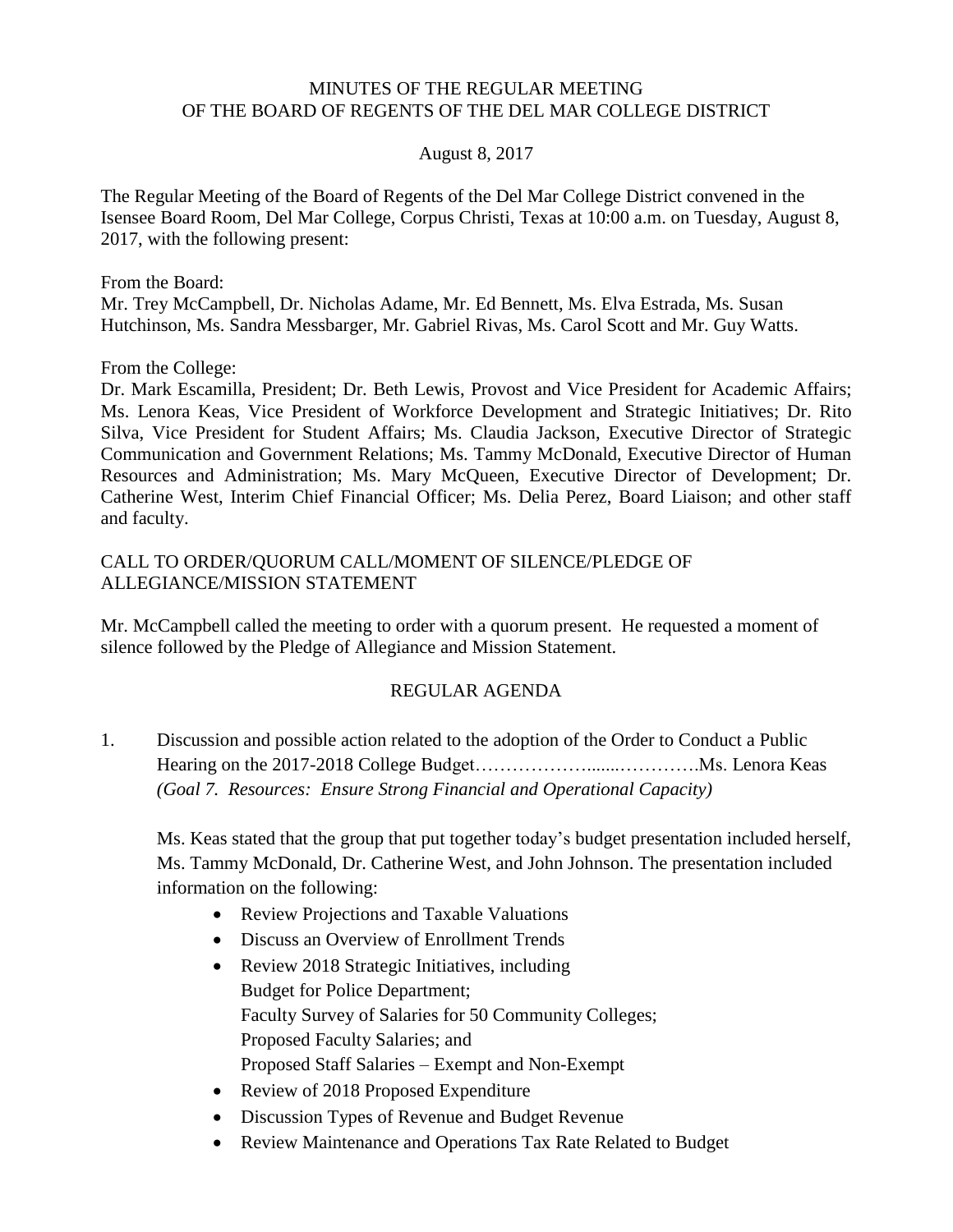# MINUTES OF THE REGULAR MEETING OF THE BOARD OF REGENTS OF THE DEL MAR COLLEGE DISTRICT

August 8, 2017

The Regular Meeting of the Board of Regents of the Del Mar College District convened in the Isensee Board Room, Del Mar College, Corpus Christi, Texas at 10:00 a.m. on Tuesday, August 8, 2017, with the following present:

From the Board:
Mr. Trey McCampbell, Dr. Nicholas Adame, Mr. Ed Bennett, Ms. Elva Estrada, Ms. Susan Hutchinson, Ms. Sandra Messbarger, Mr. Gabriel Rivas, Ms. Carol Scott and Mr. Guy Watts.

From the College:
Dr. Mark Escamilla, President; Dr. Beth Lewis, Provost and Vice President for Academic Affairs; Ms. Lenora Keas, Vice President of Workforce Development and Strategic Initiatives; Dr. Rito Silva, Vice President for Student Affairs; Ms. Claudia Jackson, Executive Director of Strategic Communication and Government Relations; Ms. Tammy McDonald, Executive Director of Human Resources and Administration; Ms. Mary McQueen, Executive Director of Development; Dr. Catherine West, Interim Chief Financial Officer; Ms. Delia Perez, Board Liaison; and other staff and faculty.

## CALL TO ORDER/QUORUM CALL/MOMENT OF SILENCE/PLEDGE OF ALLEGIANCE/MISSION STATEMENT

Mr. McCampbell called the meeting to order with a quorum present. He requested a moment of silence followed by the Pledge of Allegiance and Mission Statement.

## REGULAR AGENDA

1. Discussion and possible action related to the adoption of the Order to Conduct a Public Hearing on the 2017-2018 College Budget……………….......………….Ms. Lenora Keas
   *(Goal 7. Resources: Ensure Strong Financial and Operational Capacity)*

   Ms. Keas stated that the group that put together today's budget presentation included herself, Ms. Tammy McDonald, Dr. Catherine West, and John Johnson. The presentation included information on the following:

   - Review Projections and Taxable Valuations
   - Discuss an Overview of Enrollment Trends
   - Review 2018 Strategic Initiatives, including
     Budget for Police Department;
     Faculty Survey of Salaries for 50 Community Colleges;
     Proposed Faculty Salaries; and
     Proposed Staff Salaries – Exempt and Non-Exempt
   - Review of 2018 Proposed Expenditure
   - Discussion Types of Revenue and Budget Revenue
   - Review Maintenance and Operations Tax Rate Related to Budget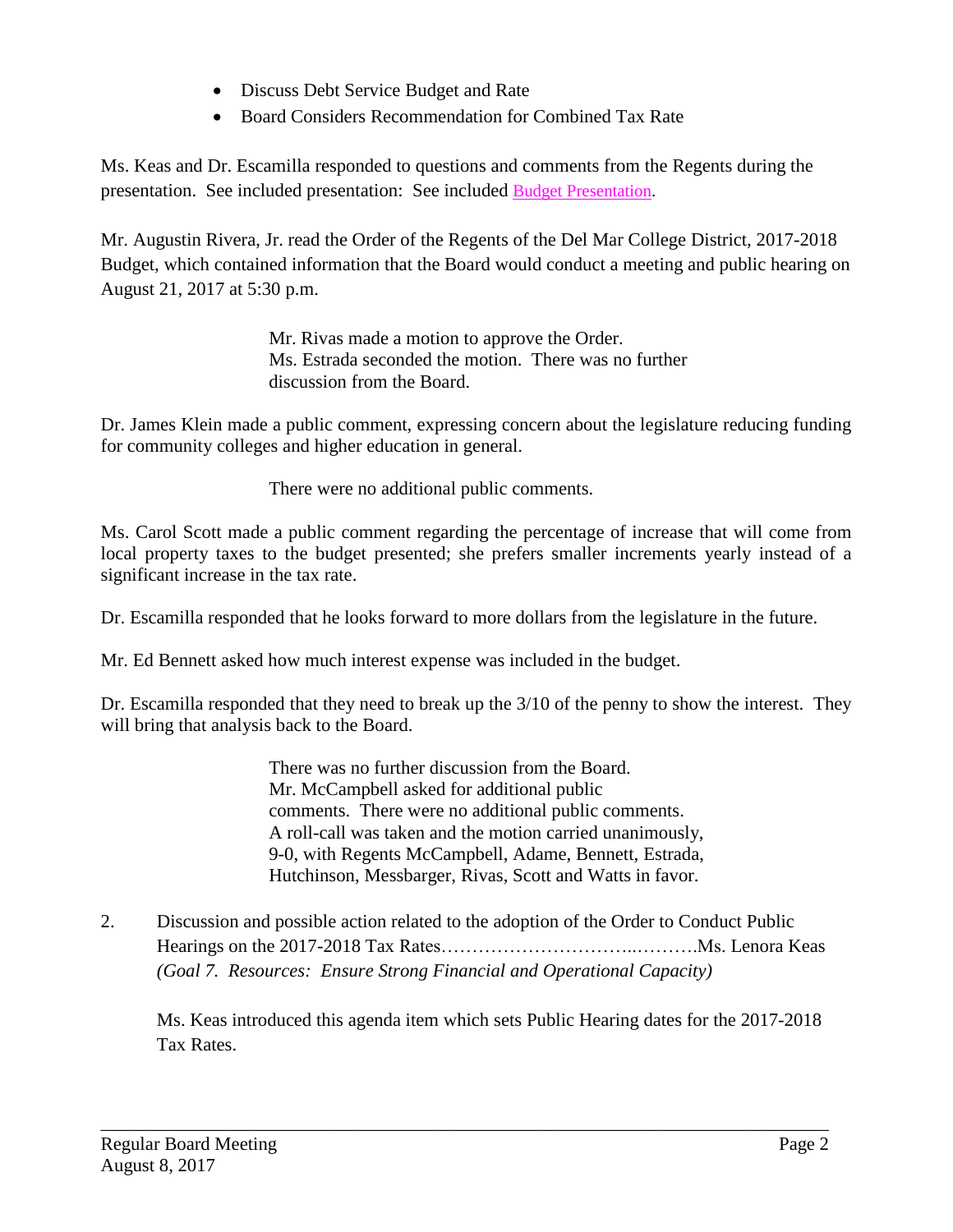- Discuss Debt Service Budget and Rate
- Board Considers Recommendation for Combined Tax Rate

Ms. Keas and Dr. Escamilla responded to questions and comments from the Regents during the presentation. See included presentation: See included Budget Presentation.

Mr. Augustin Rivera, Jr. read the Order of the Regents of the Del Mar College District, 2017-2018 Budget, which contained information that the Board would conduct a meeting and public hearing on August 21, 2017 at 5:30 p.m.

> Mr. Rivas made a motion to approve the Order.
> Ms. Estrada seconded the motion. There was no further discussion from the Board.

Dr. James Klein made a public comment, expressing concern about the legislature reducing funding for community colleges and higher education in general.

> There were no additional public comments.

Ms. Carol Scott made a public comment regarding the percentage of increase that will come from local property taxes to the budget presented; she prefers smaller increments yearly instead of a significant increase in the tax rate.

Dr. Escamilla responded that he looks forward to more dollars from the legislature in the future.

Mr. Ed Bennett asked how much interest expense was included in the budget.

Dr. Escamilla responded that they need to break up the 3/10 of the penny to show the interest. They will bring that analysis back to the Board.

> There was no further discussion from the Board.
> Mr. McCampbell asked for additional public comments. There were no additional public comments.
> A roll-call was taken and the motion carried unanimously, 9-0, with Regents McCampbell, Adame, Bennett, Estrada, Hutchinson, Messbarger, Rivas, Scott and Watts in favor.

2. Discussion and possible action related to the adoption of the Order to Conduct Public Hearings on the 2017-2018 Tax Rates…………………………..……….Ms. Lenora Keas
   *(Goal 7. Resources: Ensure Strong Financial and Operational Capacity)*

   Ms. Keas introduced this agenda item which sets Public Hearing dates for the 2017-2018 Tax Rates.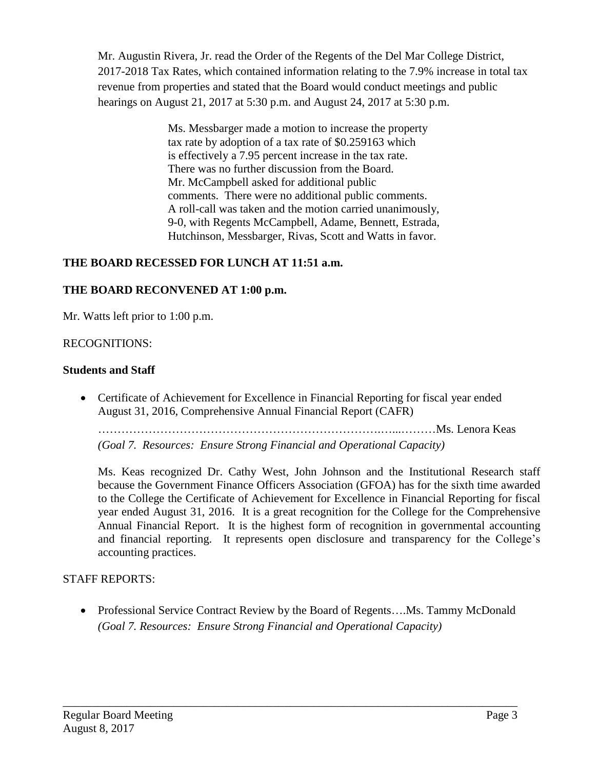Mr. Augustin Rivera, Jr. read the Order of the Regents of the Del Mar College District, 2017-2018 Tax Rates, which contained information relating to the 7.9% increase in total tax revenue from properties and stated that the Board would conduct meetings and public hearings on August 21, 2017 at 5:30 p.m. and August 24, 2017 at 5:30 p.m.

> Ms. Messbarger made a motion to increase the property tax rate by adoption of a tax rate of $0.259163 which is effectively a 7.95 percent increase in the tax rate. There was no further discussion from the Board. Mr. McCampbell asked for additional public comments. There were no additional public comments. A roll-call was taken and the motion carried unanimously, 9-0, with Regents McCampbell, Adame, Bennett, Estrada, Hutchinson, Messbarger, Rivas, Scott and Watts in favor.

**THE BOARD RECESSED FOR LUNCH AT 11:51 a.m.**

**THE BOARD RECONVENED AT 1:00 p.m.**

Mr. Watts left prior to 1:00 p.m.

RECOGNITIONS:

**Students and Staff**

- Certificate of Achievement for Excellence in Financial Reporting for fiscal year ended August 31, 2016, Comprehensive Annual Financial Report (CAFR)

  ……………………………………………………………….…...………Ms. Lenora Keas
  *(Goal 7. Resources: Ensure Strong Financial and Operational Capacity)*

  Ms. Keas recognized Dr. Cathy West, John Johnson and the Institutional Research staff because the Government Finance Officers Association (GFOA) has for the sixth time awarded to the College the Certificate of Achievement for Excellence in Financial Reporting for fiscal year ended August 31, 2016. It is a great recognition for the College for the Comprehensive Annual Financial Report. It is the highest form of recognition in governmental accounting and financial reporting. It represents open disclosure and transparency for the College's accounting practices.

STAFF REPORTS:

- Professional Service Contract Review by the Board of Regents….Ms. Tammy McDonald
  *(Goal 7. Resources: Ensure Strong Financial and Operational Capacity)*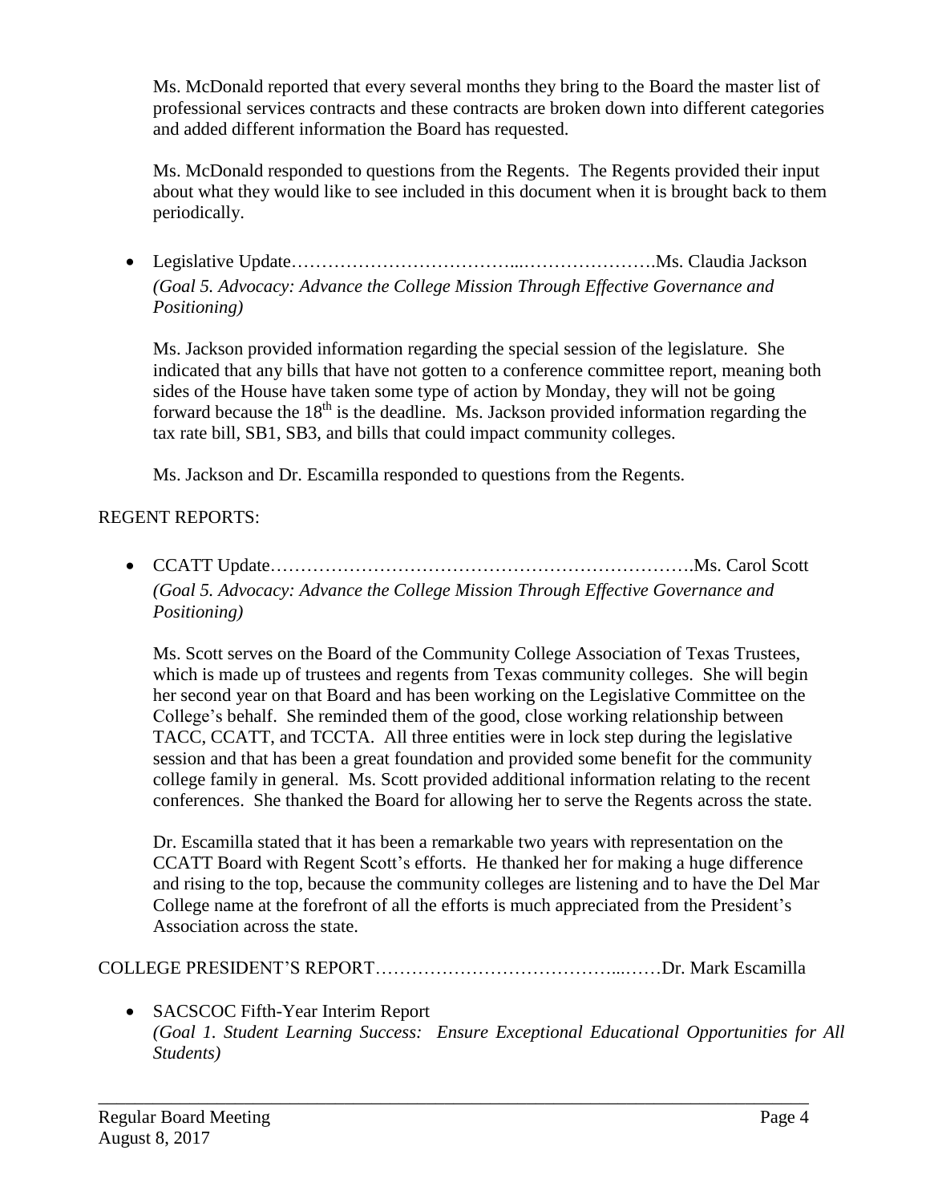Ms. McDonald reported that every several months they bring to the Board the master list of professional services contracts and these contracts are broken down into different categories and added different information the Board has requested.

Ms. McDonald responded to questions from the Regents. The Regents provided their input about what they would like to see included in this document when it is brought back to them periodically.

- Legislative Update……………………………...………………….Ms. Claudia Jackson
  *(Goal 5. Advocacy: Advance the College Mission Through Effective Governance and Positioning)*

  Ms. Jackson provided information regarding the special session of the legislature. She indicated that any bills that have not gotten to a conference committee report, meaning both sides of the House have taken some type of action by Monday, they will not be going forward because the 18th is the deadline. Ms. Jackson provided information regarding the tax rate bill, SB1, SB3, and bills that could impact community colleges.

  Ms. Jackson and Dr. Escamilla responded to questions from the Regents.

REGENT REPORTS:

- CCATT Update………………………………………………………….Ms. Carol Scott
  *(Goal 5. Advocacy: Advance the College Mission Through Effective Governance and Positioning)*

  Ms. Scott serves on the Board of the Community College Association of Texas Trustees, which is made up of trustees and regents from Texas community colleges. She will begin her second year on that Board and has been working on the Legislative Committee on the College's behalf. She reminded them of the good, close working relationship between TACC, CCATT, and TCCTA. All three entities were in lock step during the legislative session and that has been a great foundation and provided some benefit for the community college family in general. Ms. Scott provided additional information relating to the recent conferences. She thanked the Board for allowing her to serve the Regents across the state.

  Dr. Escamilla stated that it has been a remarkable two years with representation on the CCATT Board with Regent Scott's efforts. He thanked her for making a huge difference and rising to the top, because the community colleges are listening and to have the Del Mar College name at the forefront of all the efforts is much appreciated from the President's Association across the state.

COLLEGE PRESIDENT'S REPORT…………………………………...……Dr. Mark Escamilla

- SACSCOC Fifth-Year Interim Report
  *(Goal 1. Student Learning Success: Ensure Exceptional Educational Opportunities for All Students)*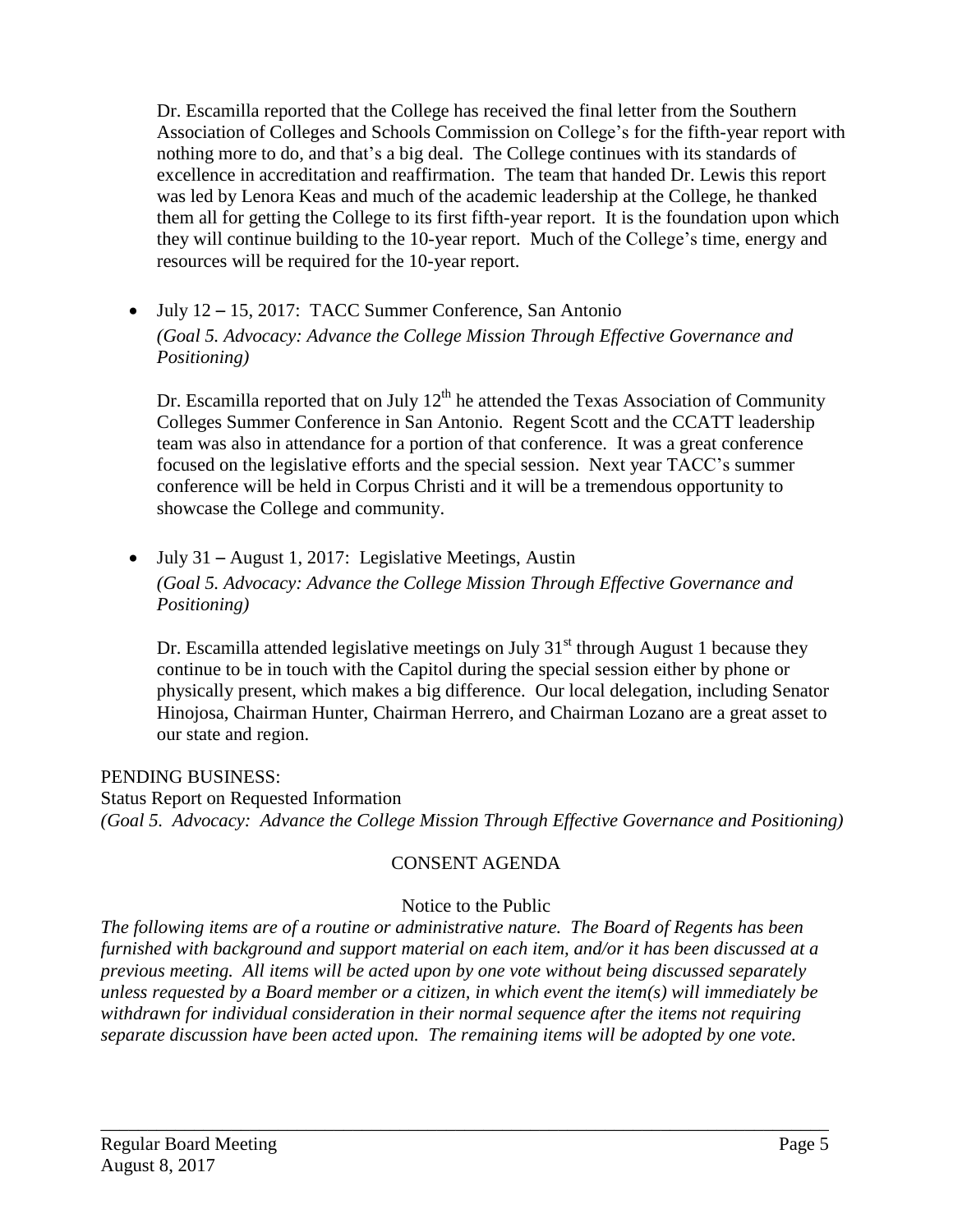Dr. Escamilla reported that the College has received the final letter from the Southern Association of Colleges and Schools Commission on College's for the fifth-year report with nothing more to do, and that's a big deal. The College continues with its standards of excellence in accreditation and reaffirmation. The team that handed Dr. Lewis this report was led by Lenora Keas and much of the academic leadership at the College, he thanked them all for getting the College to its first fifth-year report. It is the foundation upon which they will continue building to the 10-year report. Much of the College's time, energy and resources will be required for the 10-year report.

- July 12 – 15, 2017: TACC Summer Conference, San Antonio
  *(Goal 5. Advocacy: Advance the College Mission Through Effective Governance and Positioning)*

  Dr. Escamilla reported that on July 12th he attended the Texas Association of Community Colleges Summer Conference in San Antonio. Regent Scott and the CCATT leadership team was also in attendance for a portion of that conference. It was a great conference focused on the legislative efforts and the special session. Next year TACC's summer conference will be held in Corpus Christi and it will be a tremendous opportunity to showcase the College and community.

- July 31 – August 1, 2017: Legislative Meetings, Austin
  *(Goal 5. Advocacy: Advance the College Mission Through Effective Governance and Positioning)*

  Dr. Escamilla attended legislative meetings on July 31st through August 1 because they continue to be in touch with the Capitol during the special session either by phone or physically present, which makes a big difference. Our local delegation, including Senator Hinojosa, Chairman Hunter, Chairman Herrero, and Chairman Lozano are a great asset to our state and region.

PENDING BUSINESS:
Status Report on Requested Information
*(Goal 5. Advocacy: Advance the College Mission Through Effective Governance and Positioning)*

CONSENT AGENDA

Notice to the Public

*The following items are of a routine or administrative nature. The Board of Regents has been furnished with background and support material on each item, and/or it has been discussed at a previous meeting. All items will be acted upon by one vote without being discussed separately unless requested by a Board member or a citizen, in which event the item(s) will immediately be withdrawn for individual consideration in their normal sequence after the items not requiring separate discussion have been acted upon. The remaining items will be adopted by one vote.*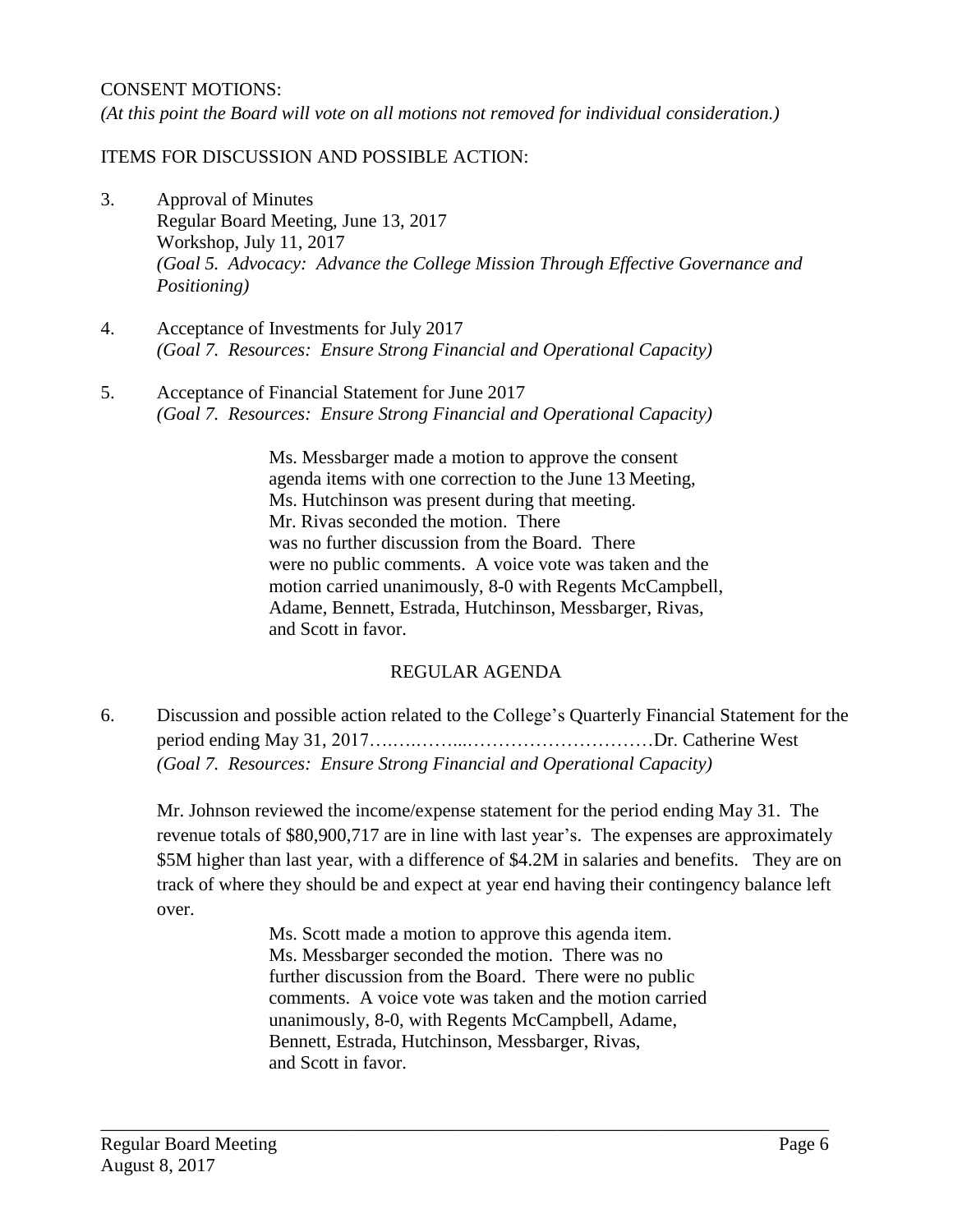CONSENT MOTIONS:

*(At this point the Board will vote on all motions not removed for individual consideration.)*

ITEMS FOR DISCUSSION AND POSSIBLE ACTION:

3. Approval of Minutes
   Regular Board Meeting, June 13, 2017
   Workshop, July 11, 2017
   *(Goal 5. Advocacy: Advance the College Mission Through Effective Governance and Positioning)*

4. Acceptance of Investments for July 2017
   *(Goal 7. Resources: Ensure Strong Financial and Operational Capacity)*

5. Acceptance of Financial Statement for June 2017
   *(Goal 7. Resources: Ensure Strong Financial and Operational Capacity)*

> Ms. Messbarger made a motion to approve the consent agenda items with one correction to the June 13 Meeting, Ms. Hutchinson was present during that meeting. Mr. Rivas seconded the motion. There was no further discussion from the Board. There were no public comments. A voice vote was taken and the motion carried unanimously, 8-0 with Regents McCampbell, Adame, Bennett, Estrada, Hutchinson, Messbarger, Rivas, and Scott in favor.

## REGULAR AGENDA

6. Discussion and possible action related to the College's Quarterly Financial Statement for the period ending May 31, 2017……………...…………………………Dr. Catherine West
   *(Goal 7. Resources: Ensure Strong Financial and Operational Capacity)*

   Mr. Johnson reviewed the income/expense statement for the period ending May 31. The revenue totals of $80,900,717 are in line with last year's. The expenses are approximately $5M higher than last year, with a difference of $4.2M in salaries and benefits. They are on track of where they should be and expect at year end having their contingency balance left over.

> Ms. Scott made a motion to approve this agenda item. Ms. Messbarger seconded the motion. There was no further discussion from the Board. There were no public comments. A voice vote was taken and the motion carried unanimously, 8-0, with Regents McCampbell, Adame, Bennett, Estrada, Hutchinson, Messbarger, Rivas, and Scott in favor.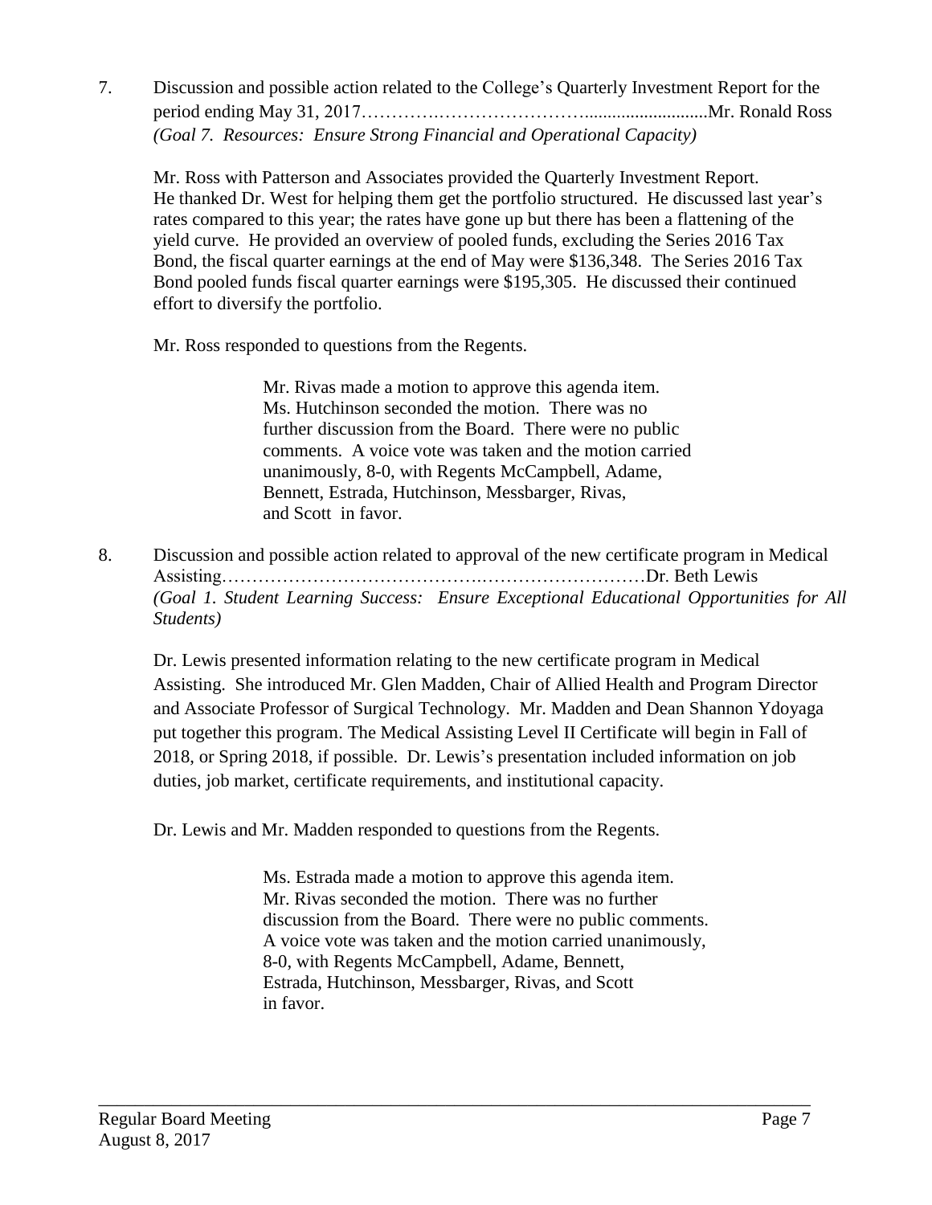7. Discussion and possible action related to the College's Quarterly Investment Report for the period ending May 31, 2017……………………………………...........................Mr. Ronald Ross
*(Goal 7. Resources: Ensure Strong Financial and Operational Capacity)*

Mr. Ross with Patterson and Associates provided the Quarterly Investment Report. He thanked Dr. West for helping them get the portfolio structured. He discussed last year's rates compared to this year; the rates have gone up but there has been a flattening of the yield curve. He provided an overview of pooled funds, excluding the Series 2016 Tax Bond, the fiscal quarter earnings at the end of May were $136,348. The Series 2016 Tax Bond pooled funds fiscal quarter earnings were $195,305. He discussed their continued effort to diversify the portfolio.

Mr. Ross responded to questions from the Regents.

> Mr. Rivas made a motion to approve this agenda item. Ms. Hutchinson seconded the motion. There was no further discussion from the Board. There were no public comments. A voice vote was taken and the motion carried unanimously, 8-0, with Regents McCampbell, Adame, Bennett, Estrada, Hutchinson, Messbarger, Rivas, and Scott in favor.

8. Discussion and possible action related to approval of the new certificate program in Medical Assisting……………………………………………………………Dr. Beth Lewis
*(Goal 1. Student Learning Success: Ensure Exceptional Educational Opportunities for All Students)*

Dr. Lewis presented information relating to the new certificate program in Medical Assisting. She introduced Mr. Glen Madden, Chair of Allied Health and Program Director and Associate Professor of Surgical Technology. Mr. Madden and Dean Shannon Ydoyaga put together this program. The Medical Assisting Level II Certificate will begin in Fall of 2018, or Spring 2018, if possible. Dr. Lewis's presentation included information on job duties, job market, certificate requirements, and institutional capacity.

Dr. Lewis and Mr. Madden responded to questions from the Regents.

> Ms. Estrada made a motion to approve this agenda item. Mr. Rivas seconded the motion. There was no further discussion from the Board. There were no public comments. A voice vote was taken and the motion carried unanimously, 8-0, with Regents McCampbell, Adame, Bennett, Estrada, Hutchinson, Messbarger, Rivas, and Scott in favor.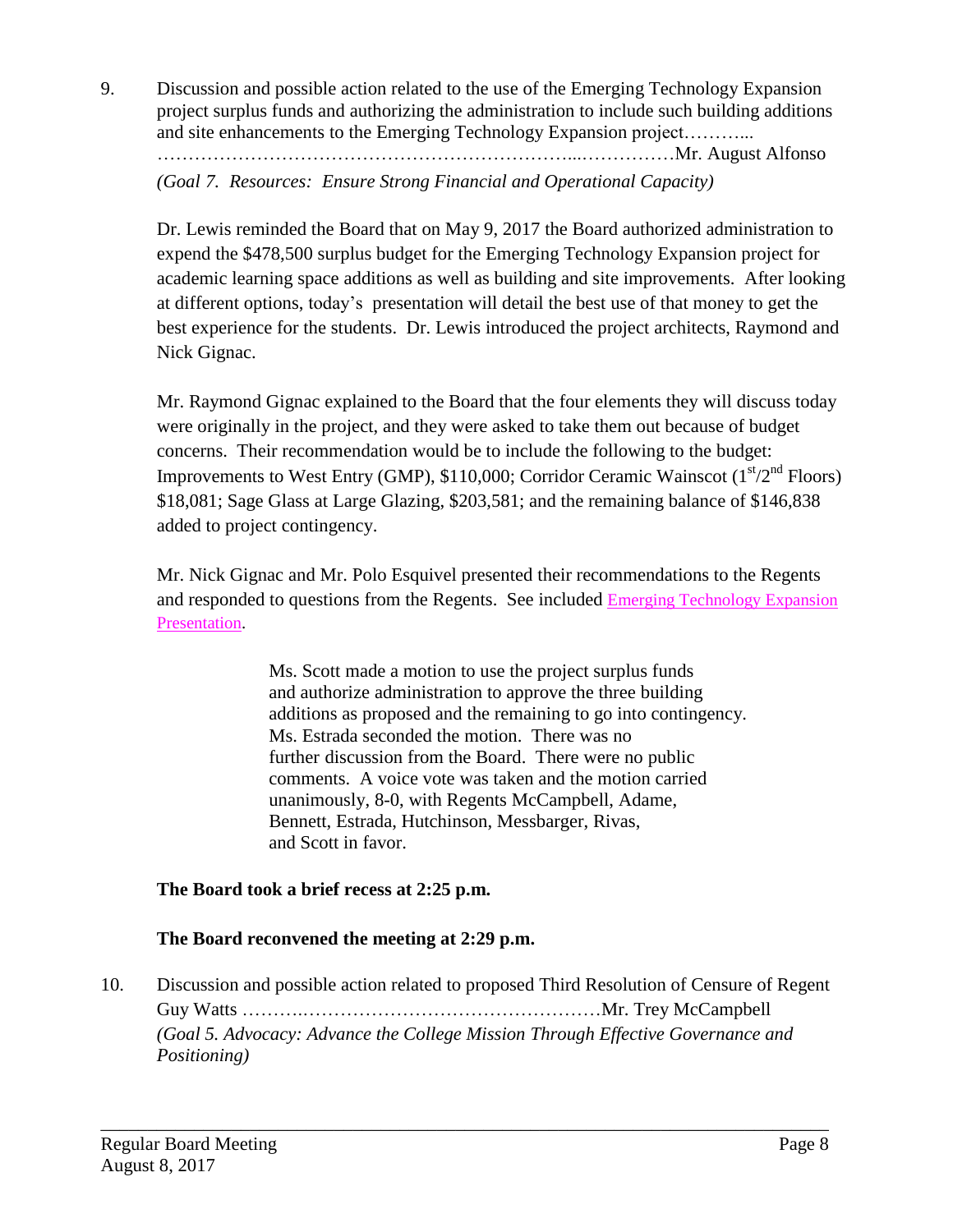9. Discussion and possible action related to the use of the Emerging Technology Expansion project surplus funds and authorizing the administration to include such building additions and site enhancements to the Emerging Technology Expansion project………...
………………………………………………………...……………Mr. August Alfonso
*(Goal 7. Resources: Ensure Strong Financial and Operational Capacity)*

Dr. Lewis reminded the Board that on May 9, 2017 the Board authorized administration to expend the $478,500 surplus budget for the Emerging Technology Expansion project for academic learning space additions as well as building and site improvements. After looking at different options, today's presentation will detail the best use of that money to get the best experience for the students. Dr. Lewis introduced the project architects, Raymond and Nick Gignac.

Mr. Raymond Gignac explained to the Board that the four elements they will discuss today were originally in the project, and they were asked to take them out because of budget concerns. Their recommendation would be to include the following to the budget: Improvements to West Entry (GMP), $110,000; Corridor Ceramic Wainscot (1st/2nd Floors) $18,081; Sage Glass at Large Glazing, $203,581; and the remaining balance of $146,838 added to project contingency.

Mr. Nick Gignac and Mr. Polo Esquivel presented their recommendations to the Regents and responded to questions from the Regents. See included Emerging Technology Expansion Presentation.

> Ms. Scott made a motion to use the project surplus funds and authorize administration to approve the three building additions as proposed and the remaining to go into contingency. Ms. Estrada seconded the motion. There was no further discussion from the Board. There were no public comments. A voice vote was taken and the motion carried unanimously, 8-0, with Regents McCampbell, Adame, Bennett, Estrada, Hutchinson, Messbarger, Rivas, and Scott in favor.

**The Board took a brief recess at 2:25 p.m.**

**The Board reconvened the meeting at 2:29 p.m.**

10. Discussion and possible action related to proposed Third Resolution of Censure of Regent Guy Watts ……….……………………………………………Mr. Trey McCampbell
*(Goal 5. Advocacy: Advance the College Mission Through Effective Governance and Positioning)*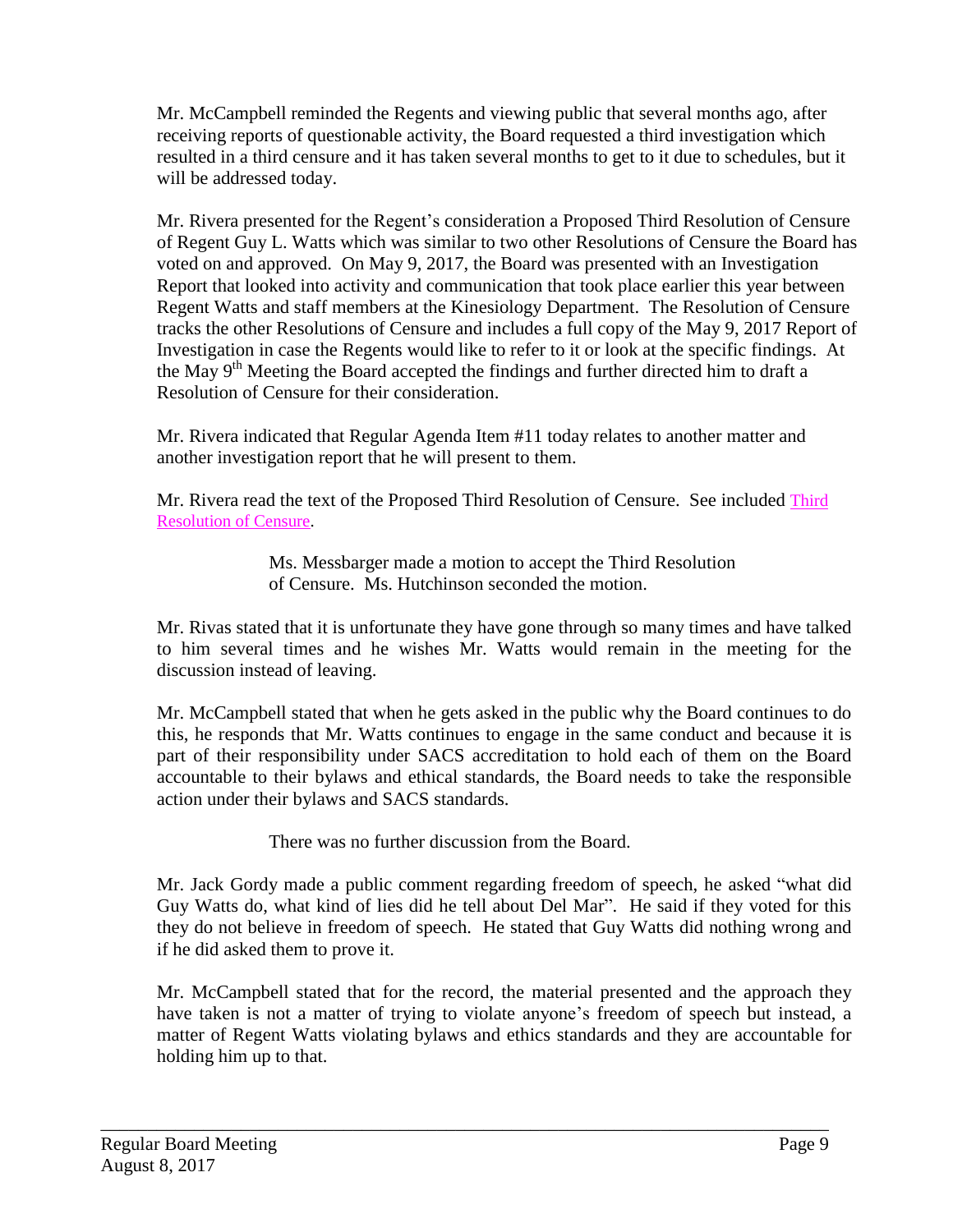Mr. McCampbell reminded the Regents and viewing public that several months ago, after receiving reports of questionable activity, the Board requested a third investigation which resulted in a third censure and it has taken several months to get to it due to schedules, but it will be addressed today.

Mr. Rivera presented for the Regent's consideration a Proposed Third Resolution of Censure of Regent Guy L. Watts which was similar to two other Resolutions of Censure the Board has voted on and approved. On May 9, 2017, the Board was presented with an Investigation Report that looked into activity and communication that took place earlier this year between Regent Watts and staff members at the Kinesiology Department. The Resolution of Censure tracks the other Resolutions of Censure and includes a full copy of the May 9, 2017 Report of Investigation in case the Regents would like to refer to it or look at the specific findings. At the May 9th Meeting the Board accepted the findings and further directed him to draft a Resolution of Censure for their consideration.

Mr. Rivera indicated that Regular Agenda Item #11 today relates to another matter and another investigation report that he will present to them.

Mr. Rivera read the text of the Proposed Third Resolution of Censure. See included Third Resolution of Censure.

> Ms. Messbarger made a motion to accept the Third Resolution of Censure. Ms. Hutchinson seconded the motion.

Mr. Rivas stated that it is unfortunate they have gone through so many times and have talked to him several times and he wishes Mr. Watts would remain in the meeting for the discussion instead of leaving.

Mr. McCampbell stated that when he gets asked in the public why the Board continues to do this, he responds that Mr. Watts continues to engage in the same conduct and because it is part of their responsibility under SACS accreditation to hold each of them on the Board accountable to their bylaws and ethical standards, the Board needs to take the responsible action under their bylaws and SACS standards.

> There was no further discussion from the Board.

Mr. Jack Gordy made a public comment regarding freedom of speech, he asked "what did Guy Watts do, what kind of lies did he tell about Del Mar". He said if they voted for this they do not believe in freedom of speech. He stated that Guy Watts did nothing wrong and if he did asked them to prove it.

Mr. McCampbell stated that for the record, the material presented and the approach they have taken is not a matter of trying to violate anyone's freedom of speech but instead, a matter of Regent Watts violating bylaws and ethics standards and they are accountable for holding him up to that.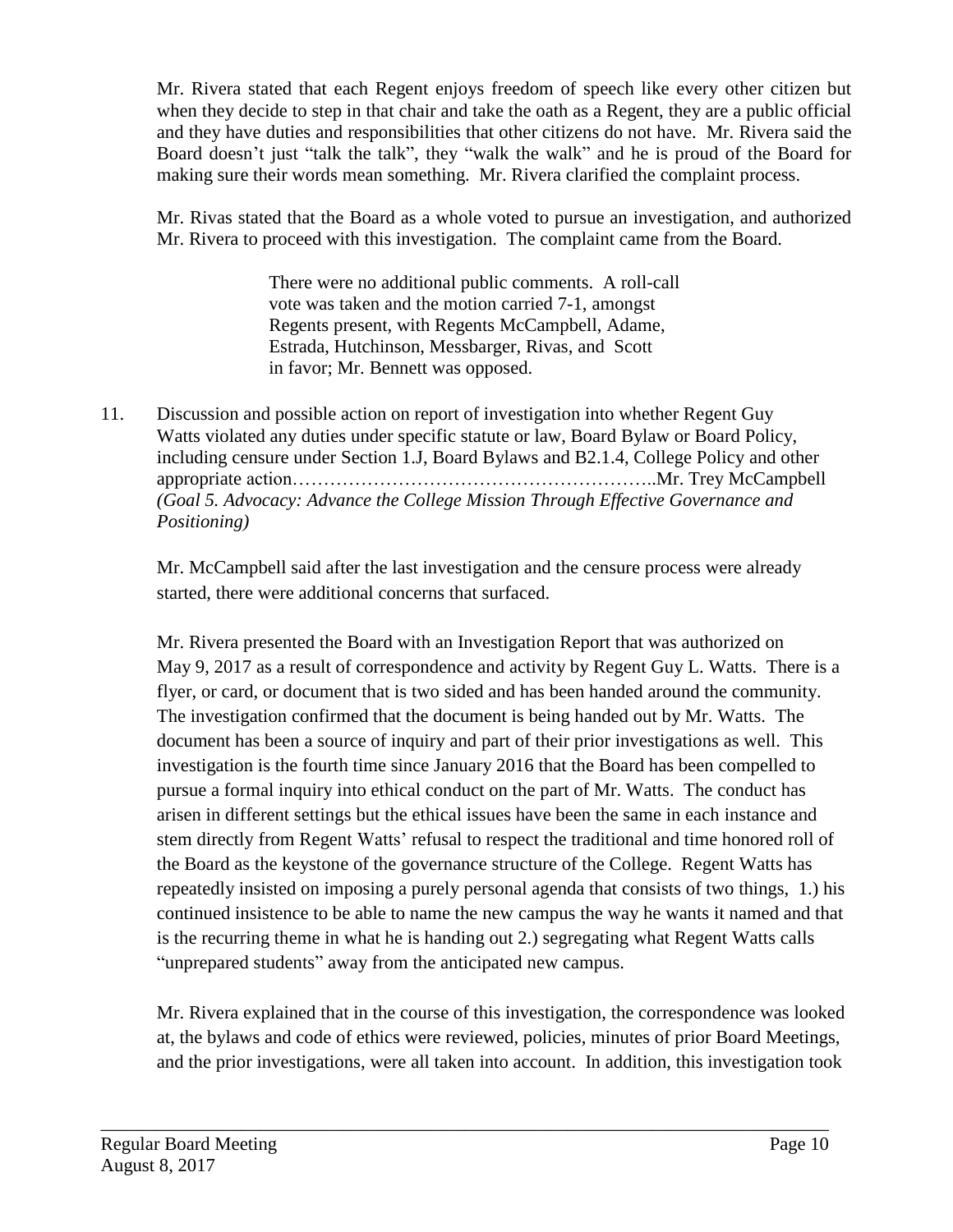Mr. Rivera stated that each Regent enjoys freedom of speech like every other citizen but when they decide to step in that chair and take the oath as a Regent, they are a public official and they have duties and responsibilities that other citizens do not have. Mr. Rivera said the Board doesn't just "talk the talk", they "walk the walk" and he is proud of the Board for making sure their words mean something. Mr. Rivera clarified the complaint process.

Mr. Rivas stated that the Board as a whole voted to pursue an investigation, and authorized Mr. Rivera to proceed with this investigation. The complaint came from the Board.

> There were no additional public comments. A roll-call vote was taken and the motion carried 7-1, amongst Regents present, with Regents McCampbell, Adame, Estrada, Hutchinson, Messbarger, Rivas, and Scott in favor; Mr. Bennett was opposed.

11. Discussion and possible action on report of investigation into whether Regent Guy Watts violated any duties under specific statute or law, Board Bylaw or Board Policy, including censure under Section 1.J, Board Bylaws and B2.1.4, College Policy and other appropriate action…………………………………………………..Mr. Trey McCampbell *(Goal 5. Advocacy: Advance the College Mission Through Effective Governance and Positioning)*

Mr. McCampbell said after the last investigation and the censure process were already started, there were additional concerns that surfaced.

Mr. Rivera presented the Board with an Investigation Report that was authorized on May 9, 2017 as a result of correspondence and activity by Regent Guy L. Watts. There is a flyer, or card, or document that is two sided and has been handed around the community. The investigation confirmed that the document is being handed out by Mr. Watts. The document has been a source of inquiry and part of their prior investigations as well. This investigation is the fourth time since January 2016 that the Board has been compelled to pursue a formal inquiry into ethical conduct on the part of Mr. Watts. The conduct has arisen in different settings but the ethical issues have been the same in each instance and stem directly from Regent Watts' refusal to respect the traditional and time honored roll of the Board as the keystone of the governance structure of the College. Regent Watts has repeatedly insisted on imposing a purely personal agenda that consists of two things, 1.) his continued insistence to be able to name the new campus the way he wants it named and that is the recurring theme in what he is handing out 2.) segregating what Regent Watts calls "unprepared students" away from the anticipated new campus.

Mr. Rivera explained that in the course of this investigation, the correspondence was looked at, the bylaws and code of ethics were reviewed, policies, minutes of prior Board Meetings, and the prior investigations, were all taken into account. In addition, this investigation took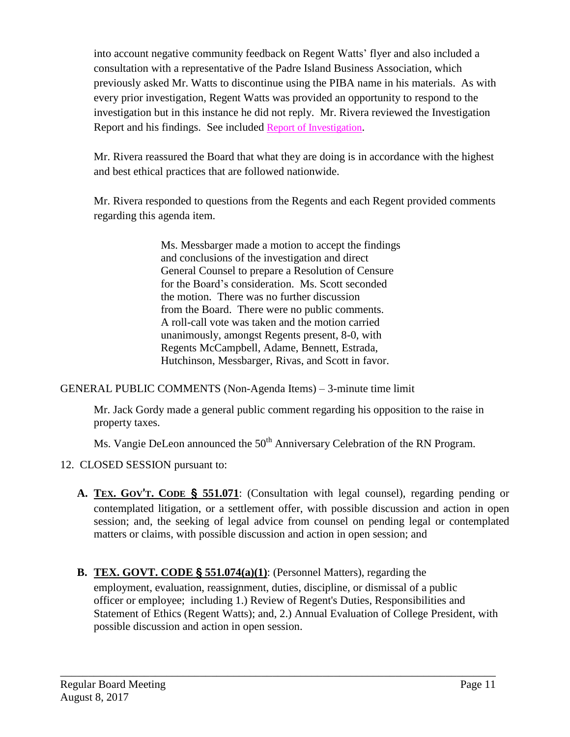into account negative community feedback on Regent Watts' flyer and also included a consultation with a representative of the Padre Island Business Association, which previously asked Mr. Watts to discontinue using the PIBA name in his materials. As with every prior investigation, Regent Watts was provided an opportunity to respond to the investigation but in this instance he did not reply. Mr. Rivera reviewed the Investigation Report and his findings. See included Report of Investigation.

Mr. Rivera reassured the Board that what they are doing is in accordance with the highest and best ethical practices that are followed nationwide.

Mr. Rivera responded to questions from the Regents and each Regent provided comments regarding this agenda item.

> Ms. Messbarger made a motion to accept the findings and conclusions of the investigation and direct General Counsel to prepare a Resolution of Censure for the Board's consideration. Ms. Scott seconded the motion. There was no further discussion from the Board. There were no public comments. A roll-call vote was taken and the motion carried unanimously, amongst Regents present, 8-0, with Regents McCampbell, Adame, Bennett, Estrada, Hutchinson, Messbarger, Rivas, and Scott in favor.

GENERAL PUBLIC COMMENTS (Non-Agenda Items) – 3-minute time limit

Mr. Jack Gordy made a general public comment regarding his opposition to the raise in property taxes.

Ms. Vangie DeLeon announced the 50th Anniversary Celebration of the RN Program.

12. CLOSED SESSION pursuant to:

   **A. TEX. GOV'T. CODE § 551.071**: (Consultation with legal counsel), regarding pending or contemplated litigation, or a settlement offer, with possible discussion and action in open session; and, the seeking of legal advice from counsel on pending legal or contemplated matters or claims, with possible discussion and action in open session; and

   **B. TEX. GOVT. CODE § 551.074(a)(1)**: (Personnel Matters), regarding the employment, evaluation, reassignment, duties, discipline, or dismissal of a public officer or employee; including 1.) Review of Regent's Duties, Responsibilities and Statement of Ethics (Regent Watts); and, 2.) Annual Evaluation of College President, with possible discussion and action in open session.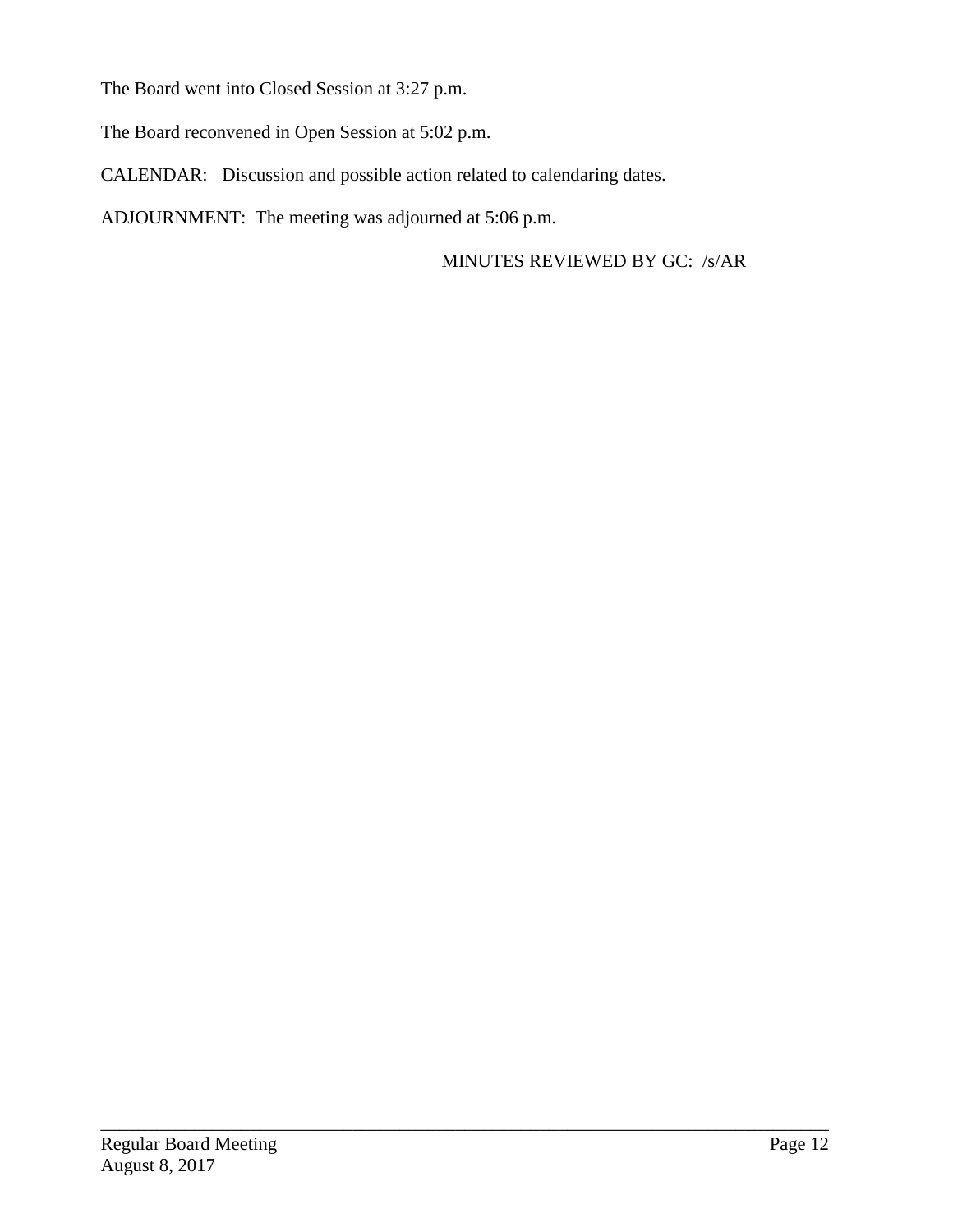The Board went into Closed Session at 3:27 p.m.

The Board reconvened in Open Session at 5:02 p.m.

CALENDAR: Discussion and possible action related to calendaring dates.

ADJOURNMENT: The meeting was adjourned at 5:06 p.m.

MINUTES REVIEWED BY GC: /s/AR